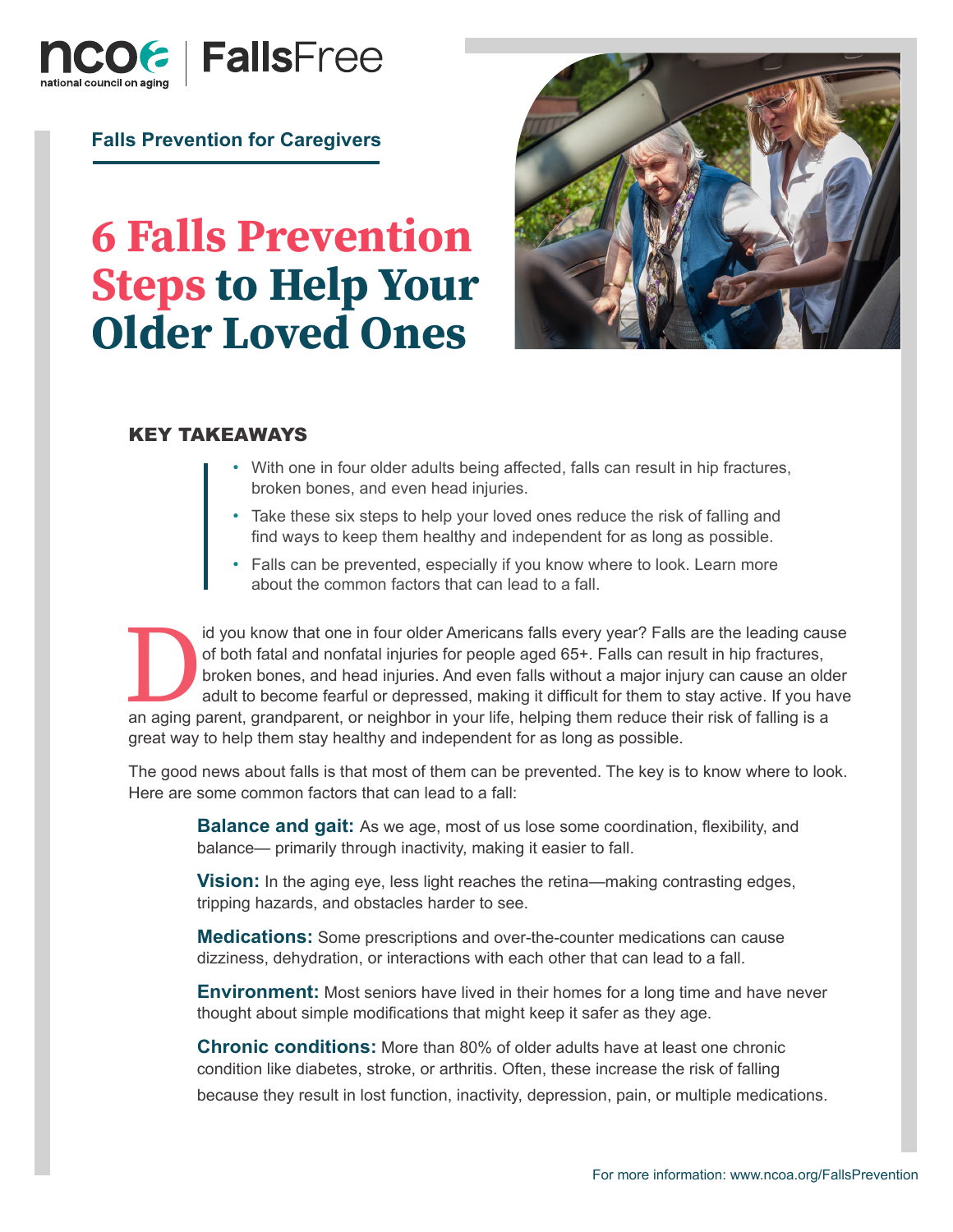ncoa national council on aging | FallsFree

**Falls Prevention for Caregivers**

# 6 Falls Prevention Steps to Help Your Older Loved Ones

### KEY TAKEAWAYS

- With one in four older adults being affected, falls can result in hip fractures, broken bones, and even head injuries.
- Take these six steps to help your loved ones reduce the risk of falling and find ways to keep them healthy and independent for as long as possible.
- Falls can be prevented, especially if you know where to look. Learn more about the common factors that can lead to a fall.

Did you know that one in four older Americans falls every year? Falls are the leading cause of both fatal and nonfatal injuries for people aged 65+. Falls can result in hip fractures, broken bones, and head injuries. And even falls without a major injury can cause an older adult to become fearful or depressed, making it difficult for them to stay active. If you have an aging parent, grandparent, or neighbor in your life, helping them reduce their risk of falling is a great way to help them stay healthy and independent for as long as possible.

The good news about falls is that most of them can be prevented. The key is to know where to look. Here are some common factors that can lead to a fall:

**Balance and gait:** As we age, most of us lose some coordination, flexibility, and balance— primarily through inactivity, making it easier to fall.

**Vision:** In the aging eye, less light reaches the retina—making contrasting edges, tripping hazards, and obstacles harder to see.

**Medications:** Some prescriptions and over-the-counter medications can cause dizziness, dehydration, or interactions with each other that can lead to a fall.

**Environment:** Most seniors have lived in their homes for a long time and have never thought about simple modifications that might keep it safer as they age.

**Chronic conditions:** More than 80% of older adults have at least one chronic condition like diabetes, stroke, or arthritis. Often, these increase the risk of falling because they result in lost function, inactivity, depression, pain, or multiple medications.

For more information: www.ncoa.org/FallsPrevention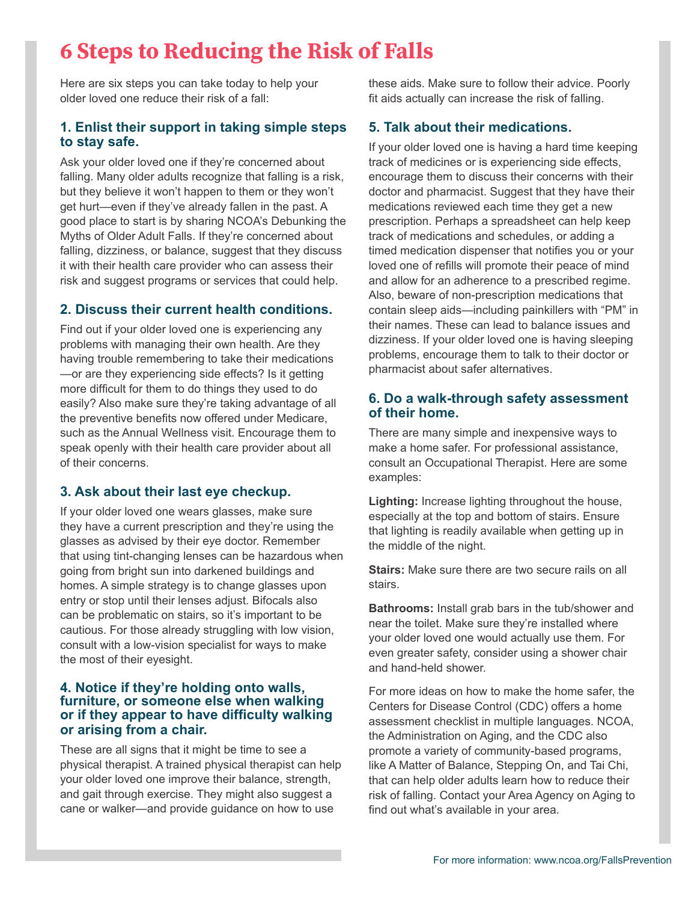# 6 Steps to Reducing the Risk of Falls

Here are six steps you can take today to help your older loved one reduce their risk of a fall:

### 1. Enlist their support in taking simple steps to stay safe.

Ask your older loved one if they're concerned about falling. Many older adults recognize that falling is a risk, but they believe it won't happen to them or they won't get hurt—even if they've already fallen in the past. A good place to start is by sharing NCOA's Debunking the Myths of Older Adult Falls. If they're concerned about falling, dizziness, or balance, suggest that they discuss it with their health care provider who can assess their risk and suggest programs or services that could help.

### 2. Discuss their current health conditions.

Find out if your older loved one is experiencing any problems with managing their own health. Are they having trouble remembering to take their medications —or are they experiencing side effects? Is it getting more difficult for them to do things they used to do easily? Also make sure they're taking advantage of all the preventive benefits now offered under Medicare, such as the Annual Wellness visit. Encourage them to speak openly with their health care provider about all of their concerns.

### 3. Ask about their last eye checkup.

If your older loved one wears glasses, make sure they have a current prescription and they're using the glasses as advised by their eye doctor. Remember that using tint-changing lenses can be hazardous when going from bright sun into darkened buildings and homes. A simple strategy is to change glasses upon entry or stop until their lenses adjust. Bifocals also can be problematic on stairs, so it's important to be cautious. For those already struggling with low vision, consult with a low-vision specialist for ways to make the most of their eyesight.

### 4. Notice if they're holding onto walls, furniture, or someone else when walking or if they appear to have difficulty walking or arising from a chair.

These are all signs that it might be time to see a physical therapist. A trained physical therapist can help your older loved one improve their balance, strength, and gait through exercise. They might also suggest a cane or walker—and provide guidance on how to use these aids. Make sure to follow their advice. Poorly fit aids actually can increase the risk of falling.

### 5. Talk about their medications.

If your older loved one is having a hard time keeping track of medicines or is experiencing side effects, encourage them to discuss their concerns with their doctor and pharmacist. Suggest that they have their medications reviewed each time they get a new prescription. Perhaps a spreadsheet can help keep track of medications and schedules, or adding a timed medication dispenser that notifies you or your loved one of refills will promote their peace of mind and allow for an adherence to a prescribed regime. Also, beware of non-prescription medications that contain sleep aids—including painkillers with "PM" in their names. These can lead to balance issues and dizziness. If your older loved one is having sleeping problems, encourage them to talk to their doctor or pharmacist about safer alternatives.

### 6. Do a walk-through safety assessment of their home.

There are many simple and inexpensive ways to make a home safer. For professional assistance, consult an Occupational Therapist. Here are some examples:

**Lighting:** Increase lighting throughout the house, especially at the top and bottom of stairs. Ensure that lighting is readily available when getting up in the middle of the night.

**Stairs:** Make sure there are two secure rails on all stairs.

**Bathrooms:** Install grab bars in the tub/shower and near the toilet. Make sure they're installed where your older loved one would actually use them. For even greater safety, consider using a shower chair and hand-held shower.

For more ideas on how to make the home safer, the Centers for Disease Control (CDC) offers a home assessment checklist in multiple languages. NCOA, the Administration on Aging, and the CDC also promote a variety of community-based programs, like A Matter of Balance, Stepping On, and Tai Chi, that can help older adults learn how to reduce their risk of falling. Contact your Area Agency on Aging to find out what's available in your area.

For more information: www.ncoa.org/FallsPrevention